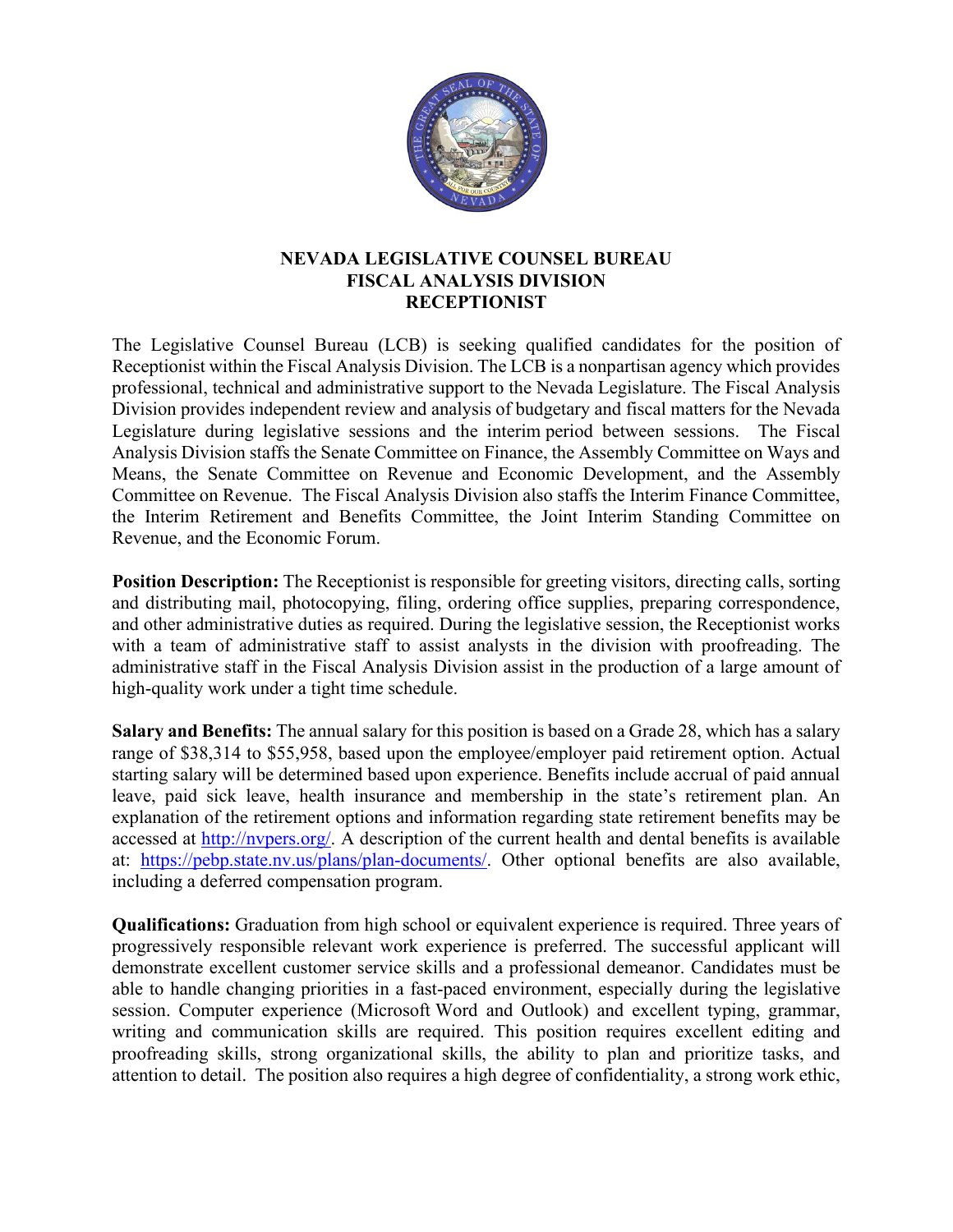# NEVADA LEGISLATIVE COUNSEL BUREAU
## FISCAL ANALYSIS DIVISION
## RECEPTIONIST

The Legislative Counsel Bureau (LCB) is seeking qualified candidates for the position of Receptionist within the Fiscal Analysis Division. The LCB is a nonpartisan agency which provides professional, technical and administrative support to the Nevada Legislature. The Fiscal Analysis Division provides independent review and analysis of budgetary and fiscal matters for the Nevada Legislature during legislative sessions and the interim period between sessions. The Fiscal Analysis Division staffs the Senate Committee on Finance, the Assembly Committee on Ways and Means, the Senate Committee on Revenue and Economic Development, and the Assembly Committee on Revenue. The Fiscal Analysis Division also staffs the Interim Finance Committee, the Interim Retirement and Benefits Committee, the Joint Interim Standing Committee on Revenue, and the Economic Forum.

**Position Description:** The Receptionist is responsible for greeting visitors, directing calls, sorting and distributing mail, photocopying, filing, ordering office supplies, preparing correspondence, and other administrative duties as required. During the legislative session, the Receptionist works with a team of administrative staff to assist analysts in the division with proofreading. The administrative staff in the Fiscal Analysis Division assist in the production of a large amount of high-quality work under a tight time schedule.

**Salary and Benefits:** The annual salary for this position is based on a Grade 28, which has a salary range of $38,314 to $55,958, based upon the employee/employer paid retirement option. Actual starting salary will be determined based upon experience. Benefits include accrual of paid annual leave, paid sick leave, health insurance and membership in the state's retirement plan. An explanation of the retirement options and information regarding state retirement benefits may be accessed at [http://nvpers.org/](http://nvpers.org/). A description of the current health and dental benefits is available at: [https://pebp.state.nv.us/plans/plan-documents/](https://pebp.state.nv.us/plans/plan-documents/). Other optional benefits are also available, including a deferred compensation program.

**Qualifications:** Graduation from high school or equivalent experience is required. Three years of progressively responsible relevant work experience is preferred. The successful applicant will demonstrate excellent customer service skills and a professional demeanor. Candidates must be able to handle changing priorities in a fast-paced environment, especially during the legislative session. Computer experience (Microsoft Word and Outlook) and excellent typing, grammar, writing and communication skills are required. This position requires excellent editing and proofreading skills, strong organizational skills, the ability to plan and prioritize tasks, and attention to detail. The position also requires a high degree of confidentiality, a strong work ethic,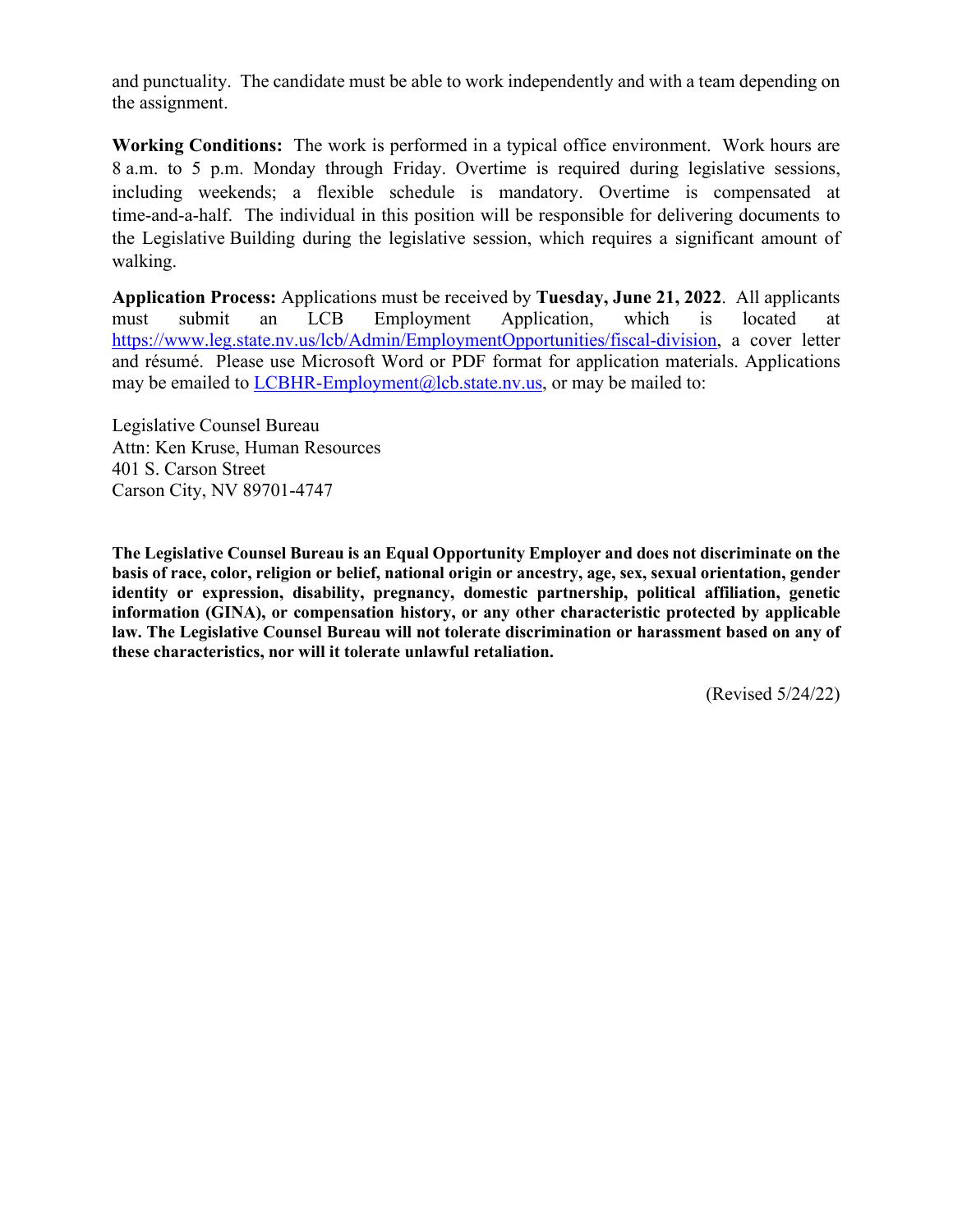and punctuality. The candidate must be able to work independently and with a team depending on the assignment.

**Working Conditions:** The work is performed in a typical office environment. Work hours are 8 a.m. to 5 p.m. Monday through Friday. Overtime is required during legislative sessions, including weekends; a flexible schedule is mandatory. Overtime is compensated at time-and-a-half. The individual in this position will be responsible for delivering documents to the Legislative Building during the legislative session, which requires a significant amount of walking.

**Application Process:** Applications must be received by **Tuesday, June 21, 2022**. All applicants must submit an LCB Employment Application, which is located at https://www.leg.state.nv.us/lcb/Admin/EmploymentOpportunities/fiscal-division, a cover letter and résumé. Please use Microsoft Word or PDF format for application materials. Applications may be emailed to LCBHR-Employment@lcb.state.nv.us, or may be mailed to:

Legislative Counsel Bureau
Attn: Ken Kruse, Human Resources
401 S. Carson Street
Carson City, NV 89701-4747

**The Legislative Counsel Bureau is an Equal Opportunity Employer and does not discriminate on the basis of race, color, religion or belief, national origin or ancestry, age, sex, sexual orientation, gender identity or expression, disability, pregnancy, domestic partnership, political affiliation, genetic information (GINA), or compensation history, or any other characteristic protected by applicable law. The Legislative Counsel Bureau will not tolerate discrimination or harassment based on any of these characteristics, nor will it tolerate unlawful retaliation.**

(Revised 5/24/22)